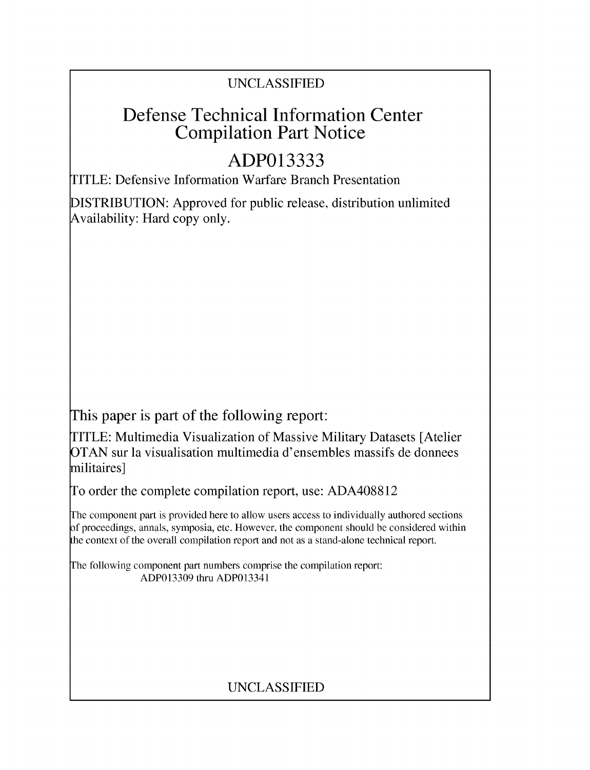UNCLASSIFIED

# Defense Technical Information Center Compilation Part Notice

# ADP013333

TITLE: Defensive Information Warfare Branch Presentation

DISTRIBUTION: Approved for public release, distribution unlimited
Availability: Hard copy only.

This paper is part of the following report:

TITLE: Multimedia Visualization of Massive Military Datasets [Atelier OTAN sur la visualisation multimedia d'ensembles massifs de donnees militaires]

To order the complete compilation report, use: ADA408812

The component part is provided here to allow users access to individually authored sections of proceedings, annals, symposia, etc. However, the component should be considered within the context of the overall compilation report and not as a stand-alone technical report.

The following component part numbers comprise the compilation report:
ADP013309 thru ADP013341

UNCLASSIFIED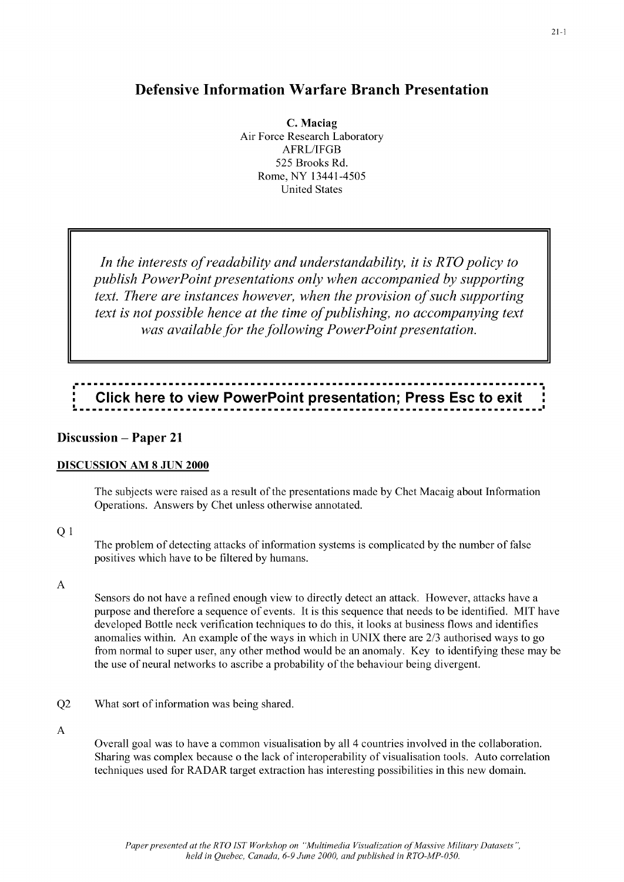# Defensive Information Warfare Branch Presentation

**C. Maciag**
Air Force Research Laboratory
AFRL/IFGB
525 Brooks Rd.
Rome, NY 13441-4505
United States

*In the interests of readability and understandability, it is RTO policy to publish PowerPoint presentations only when accompanied by supporting text. There are instances however, when the provision of such supporting text is not possible hence at the time of publishing, no accompanying text was available for the following PowerPoint presentation.*

**Click here to view PowerPoint presentation; Press Esc to exit**

## Discussion – Paper 21

### DISCUSSION AM 8 JUN 2000

The subjects were raised as a result of the presentations made by Chet Macaig about Information Operations. Answers by Chet unless otherwise annotated.

Q 1

The problem of detecting attacks of information systems is complicated by the number of false positives which have to be filtered by humans.

A

Sensors do not have a refined enough view to directly detect an attack. However, attacks have a purpose and therefore a sequence of events. It is this sequence that needs to be identified. MIT have developed Bottle neck verification techniques to do this, it looks at business flows and identifies anomalies within. An example of the ways in which in UNIX there are 2/3 authorised ways to go from normal to super user, any other method would be an anomaly. Key to identifying these may be the use of neural networks to ascribe a probability of the behaviour being divergent.

Q2 What sort of information was being shared.

A

Overall goal was to have a common visualisation by all 4 countries involved in the collaboration. Sharing was complex because o the lack of interoperability of visualisation tools. Auto correlation techniques used for RADAR target extraction has interesting possibilities in this new domain.

*Paper presented at the RTO IST Workshop on "Multimedia Visualization of Massive Military Datasets", held in Quebec, Canada, 6-9 June 2000, and published in RTO-MP-050.*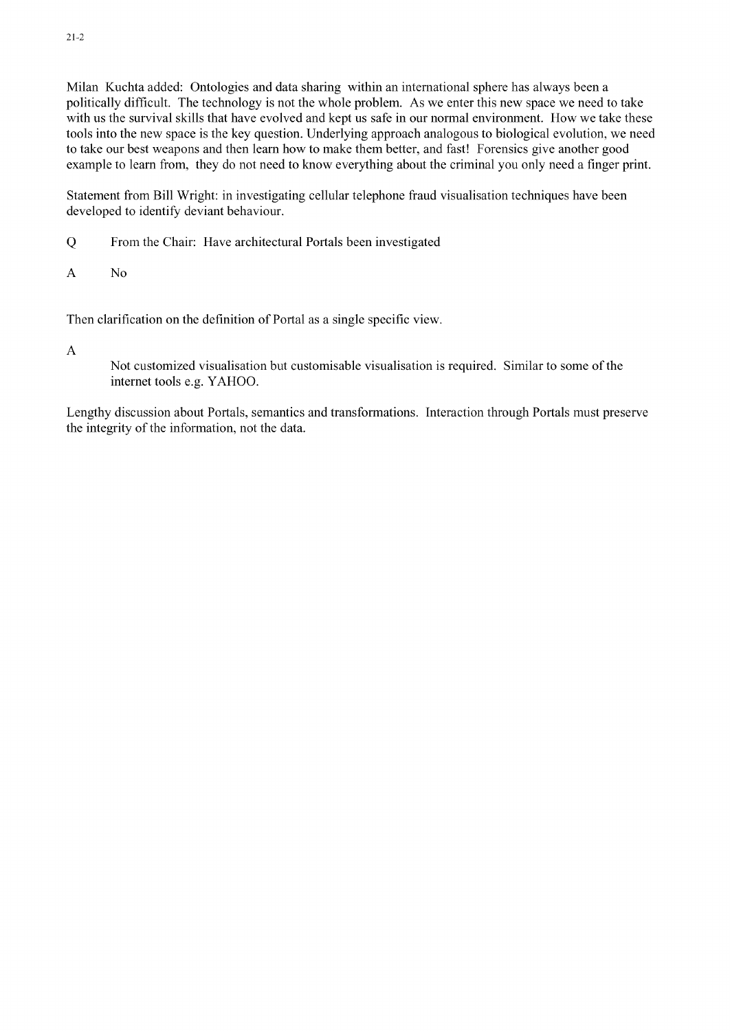Milan Kuchta added: Ontologies and data sharing within an international sphere has always been a politically difficult. The technology is not the whole problem. As we enter this new space we need to take with us the survival skills that have evolved and kept us safe in our normal environment. How we take these tools into the new space is the key question. Underlying approach analogous to biological evolution, we need to take our best weapons and then learn how to make them better, and fast! Forensics give another good example to learn from, they do not need to know everything about the criminal you only need a finger print.

Statement from Bill Wright: in investigating cellular telephone fraud visualisation techniques have been developed to identify deviant behaviour.

Q From the Chair: Have architectural Portals been investigated

A No

Then clarification on the definition of Portal as a single specific view.

A

Not customized visualisation but customisable visualisation is required. Similar to some of the internet tools e.g. YAHOO.

Lengthy discussion about Portals, semantics and transformations. Interaction through Portals must preserve the integrity of the information, not the data.